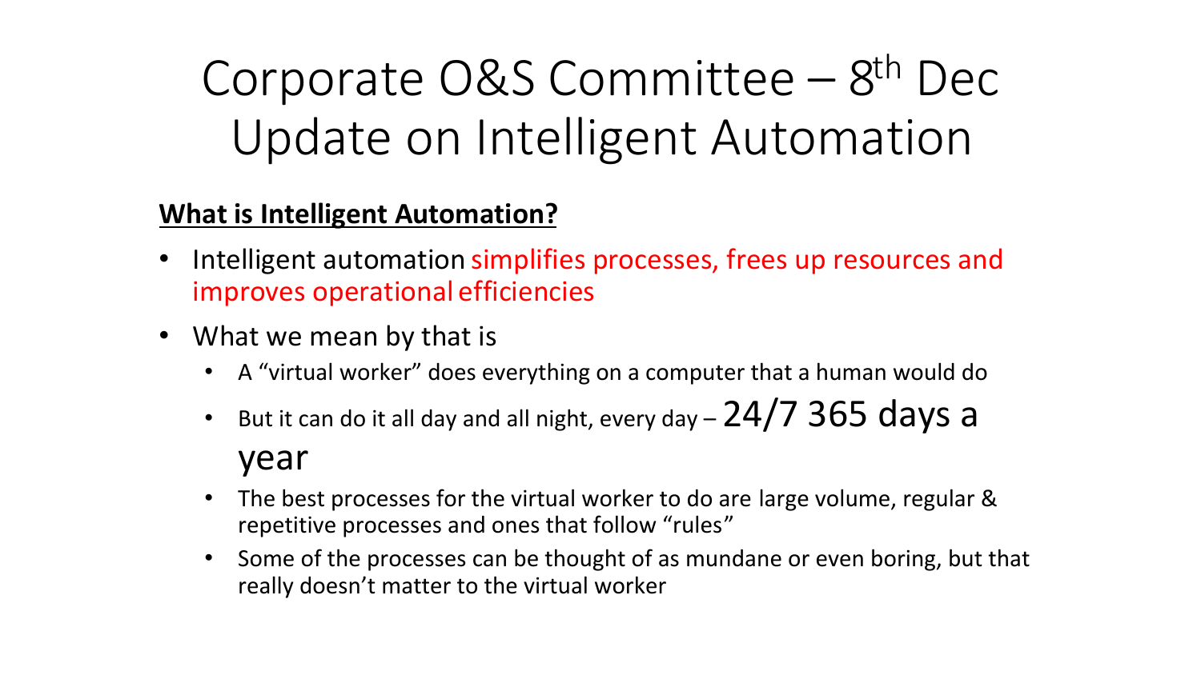# Corporate O&S Committee – 8th Dec
# Update on Intelligent Automation

**What is Intelligent Automation?**

- Intelligent automation simplifies processes, frees up resources and improves operational efficiencies
- What we mean by that is
  - A "virtual worker" does everything on a computer that a human would do
  - But it can do it all day and all night, every day – 24/7 365 days a year
  - The best processes for the virtual worker to do are large volume, regular & repetitive processes and ones that follow "rules"
  - Some of the processes can be thought of as mundane or even boring, but that really doesn't matter to the virtual worker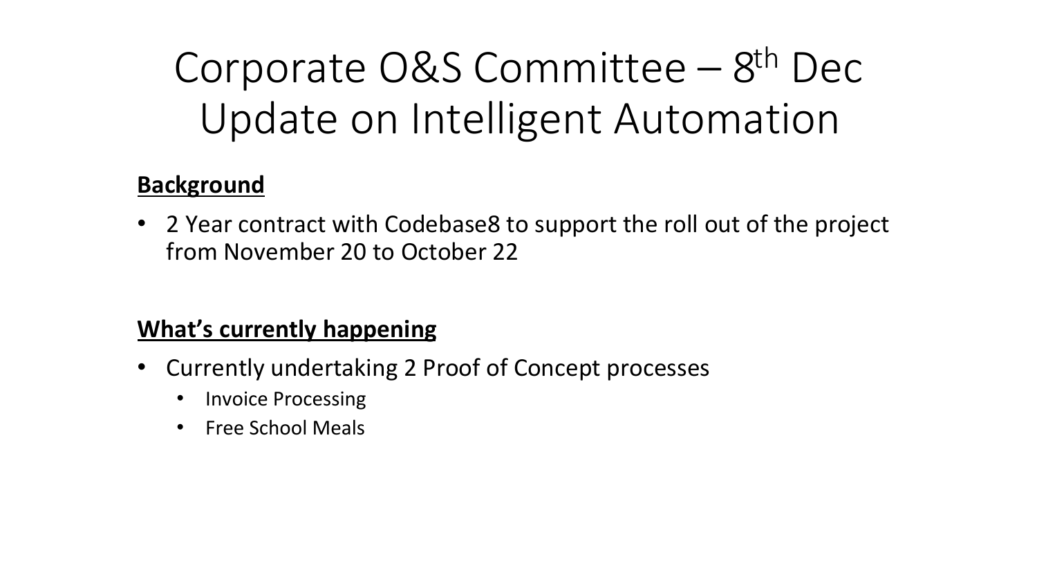# Corporate O&S Committee – 8th Dec Update on Intelligent Automation

**Background**

- 2 Year contract with Codebase8 to support the roll out of the project from November 20 to October 22

**What's currently happening**

- Currently undertaking 2 Proof of Concept processes
  - Invoice Processing
  - Free School Meals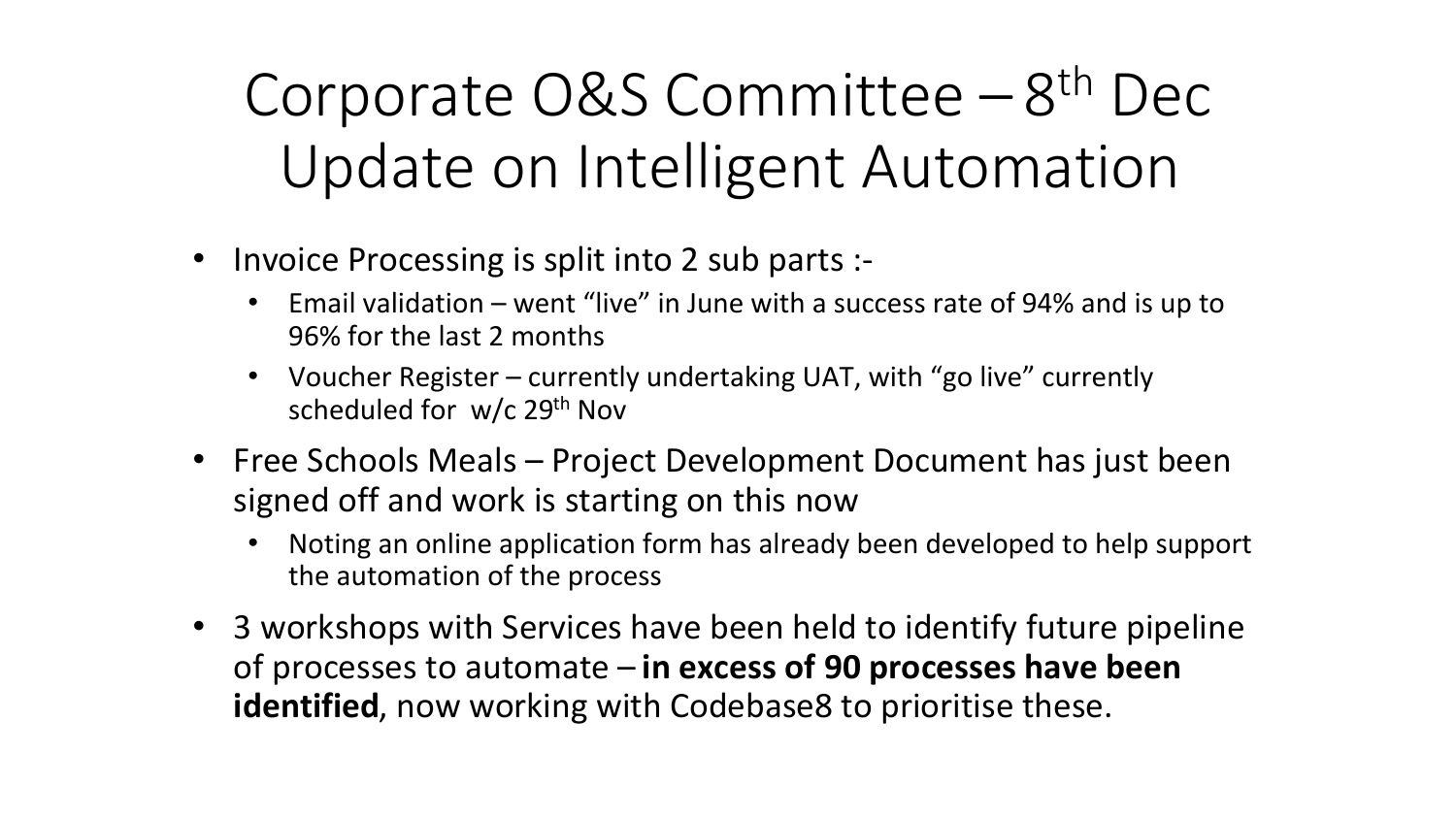# Corporate O&S Committee – 8th Dec Update on Intelligent Automation

- Invoice Processing is split into 2 sub parts :-
  - Email validation – went "live" in June with a success rate of 94% and is up to 96% for the last 2 months
  - Voucher Register – currently undertaking UAT, with "go live" currently scheduled for w/c 29th Nov
- Free Schools Meals – Project Development Document has just been signed off and work is starting on this now
  - Noting an online application form has already been developed to help support the automation of the process
- 3 workshops with Services have been held to identify future pipeline of processes to automate – **in excess of 90 processes have been identified**, now working with Codebase8 to prioritise these.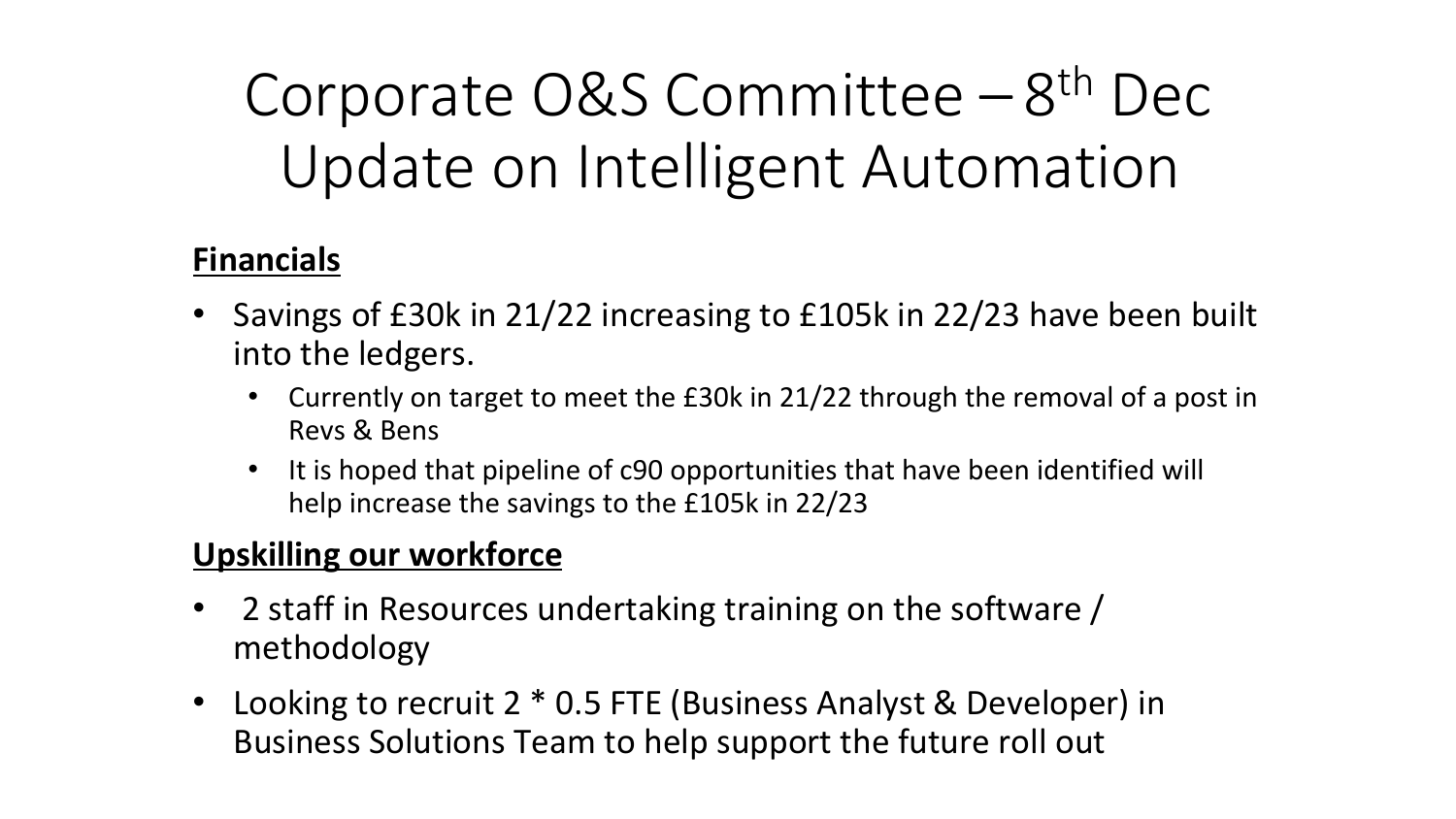# Corporate O&S Committee – 8th Dec Update on Intelligent Automation

**Financials**

- Savings of £30k in 21/22 increasing to £105k in 22/23 have been built into the ledgers.
  - Currently on target to meet the £30k in 21/22 through the removal of a post in Revs & Bens
  - It is hoped that pipeline of c90 opportunities that have been identified will help increase the savings to the £105k in 22/23

**Upskilling our workforce**

- 2 staff in Resources undertaking training on the software / methodology
- Looking to recruit 2 * 0.5 FTE (Business Analyst & Developer) in Business Solutions Team to help support the future roll out